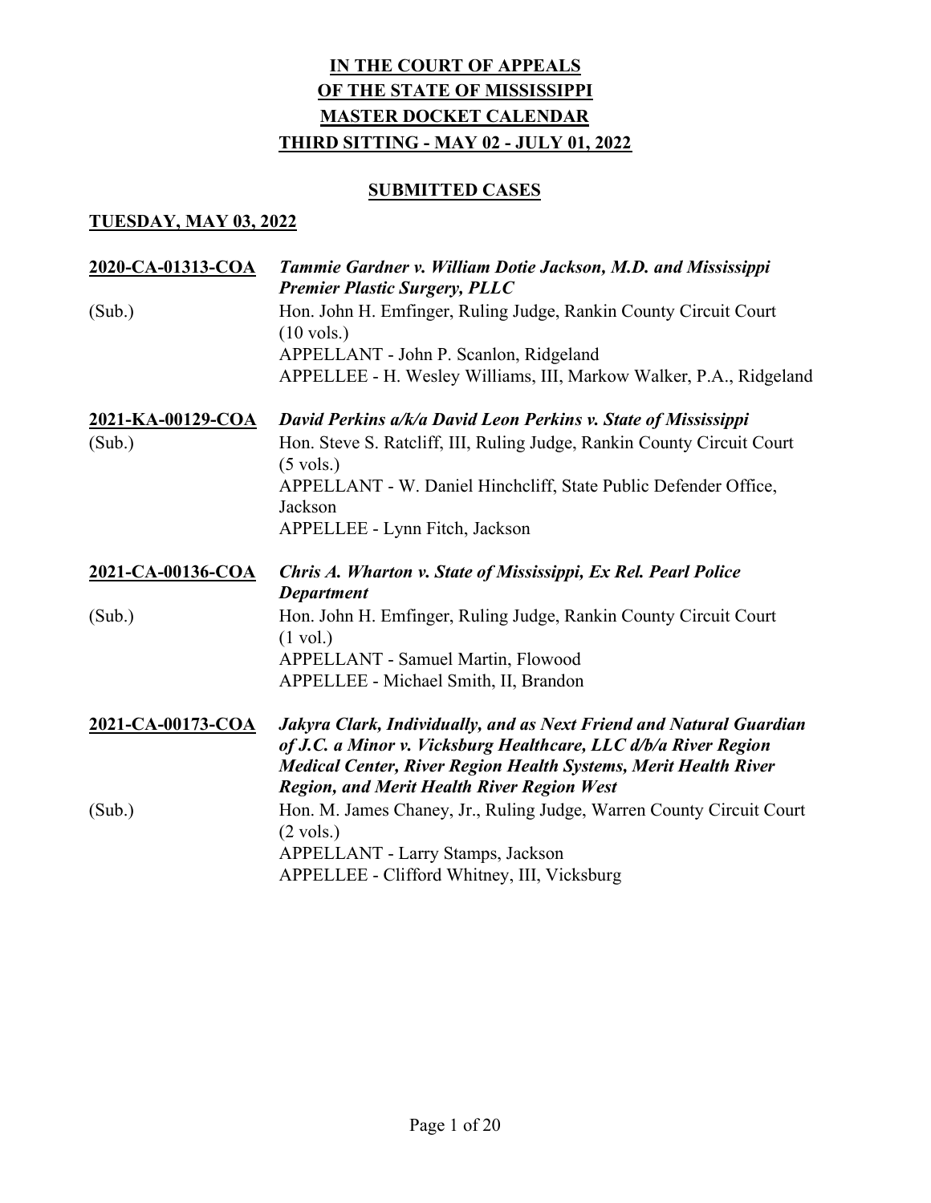# IN THE COURT OF APPEALS
# OF THE STATE OF MISSISSIPPI
# MASTER DOCKET CALENDAR
# THIRD SITTING - MAY 02 - JULY 01, 2022

## SUBMITTED CASES

### TUESDAY, MAY 03, 2022

**2020-CA-01313-COA** — ***Tammie Gardner v. William Dotie Jackson, M.D. and Mississippi Premier Plastic Surgery, PLLC***

(Sub.)
Hon. John H. Emfinger, Ruling Judge, Rankin County Circuit Court
(10 vols.)
APPELLANT - John P. Scanlon, Ridgeland
APPELLEE - H. Wesley Williams, III, Markow Walker, P.A., Ridgeland

**2021-KA-00129-COA** — ***David Perkins a/k/a David Leon Perkins v. State of Mississippi***

(Sub.)
Hon. Steve S. Ratcliff, III, Ruling Judge, Rankin County Circuit Court
(5 vols.)
APPELLANT - W. Daniel Hinchcliff, State Public Defender Office, Jackson
APPELLEE - Lynn Fitch, Jackson

**2021-CA-00136-COA** — ***Chris A. Wharton v. State of Mississippi, Ex Rel. Pearl Police Department***

(Sub.)
Hon. John H. Emfinger, Ruling Judge, Rankin County Circuit Court
(1 vol.)
APPELLANT - Samuel Martin, Flowood
APPELLEE - Michael Smith, II, Brandon

**2021-CA-00173-COA** — ***Jakyra Clark, Individually, and as Next Friend and Natural Guardian of J.C. a Minor v. Vicksburg Healthcare, LLC d/b/a River Region Medical Center, River Region Health Systems, Merit Health River Region, and Merit Health River Region West***

(Sub.)
Hon. M. James Chaney, Jr., Ruling Judge, Warren County Circuit Court
(2 vols.)
APPELLANT - Larry Stamps, Jackson
APPELLEE - Clifford Whitney, III, Vicksburg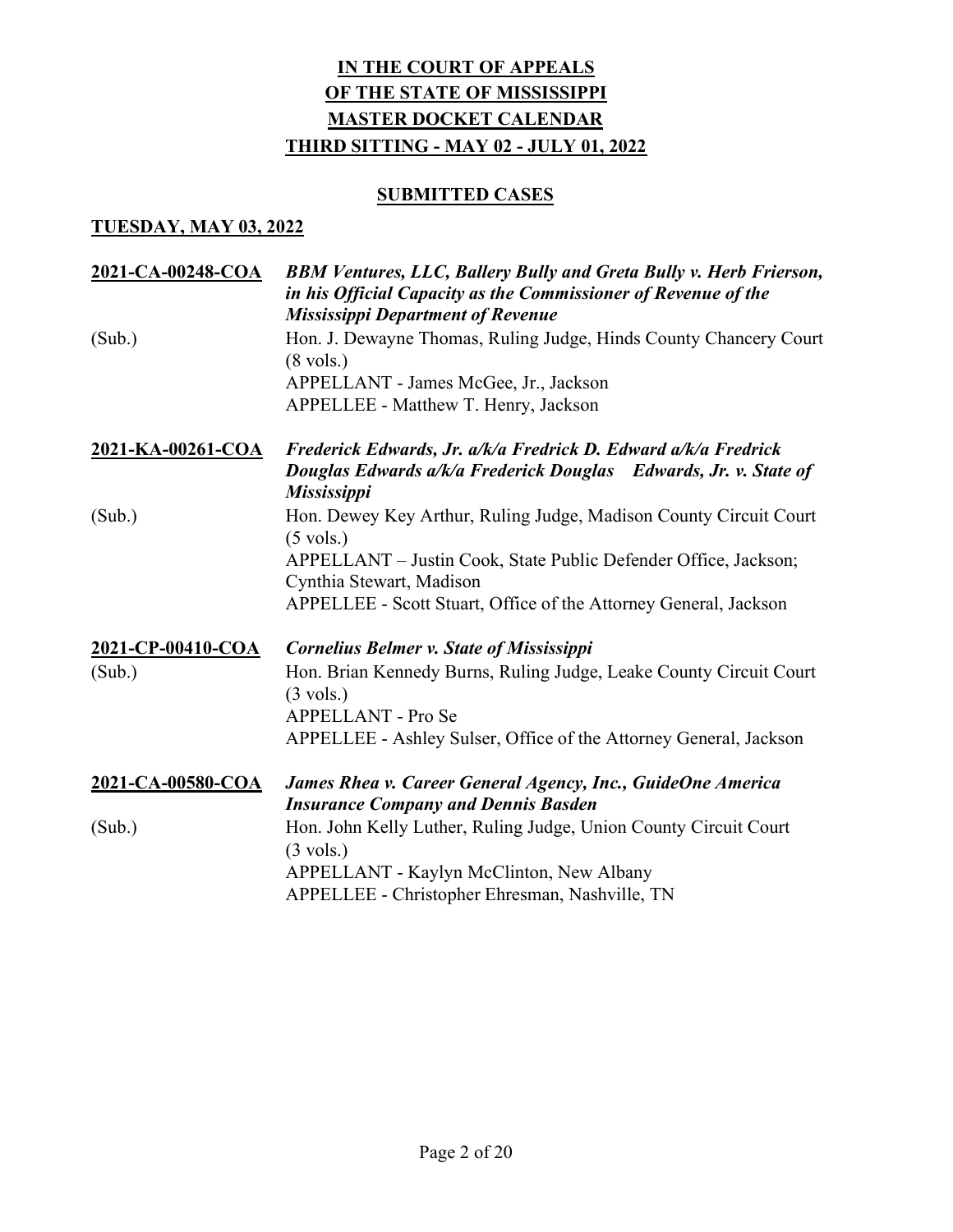# IN THE COURT OF APPEALS
# OF THE STATE OF MISSISSIPPI
# MASTER DOCKET CALENDAR
# THIRD SITTING - MAY 02 - JULY 01, 2022

## SUBMITTED CASES

### TUESDAY, MAY 03, 2022

**2021-CA-00248-COA** — ***BBM Ventures, LLC, Ballery Bully and Greta Bully v. Herb Frierson, in his Official Capacity as the Commissioner of Revenue of the Mississippi Department of Revenue***

(Sub.)
Hon. J. Dewayne Thomas, Ruling Judge, Hinds County Chancery Court (8 vols.)
APPELLANT - James McGee, Jr., Jackson
APPELLEE - Matthew T. Henry, Jackson

**2021-KA-00261-COA** — ***Frederick Edwards, Jr. a/k/a Fredrick D. Edward a/k/a Fredrick Douglas Edwards a/k/a Frederick Douglas Edwards, Jr. v. State of Mississippi***

(Sub.)
Hon. Dewey Key Arthur, Ruling Judge, Madison County Circuit Court (5 vols.)
APPELLANT – Justin Cook, State Public Defender Office, Jackson; Cynthia Stewart, Madison
APPELLEE - Scott Stuart, Office of the Attorney General, Jackson

**2021-CP-00410-COA** — ***Cornelius Belmer v. State of Mississippi***

(Sub.)
Hon. Brian Kennedy Burns, Ruling Judge, Leake County Circuit Court (3 vols.)
APPELLANT - Pro Se
APPELLEE - Ashley Sulser, Office of the Attorney General, Jackson

**2021-CA-00580-COA** — ***James Rhea v. Career General Agency, Inc., GuideOne America Insurance Company and Dennis Basden***

(Sub.)
Hon. John Kelly Luther, Ruling Judge, Union County Circuit Court (3 vols.)
APPELLANT - Kaylyn McClinton, New Albany
APPELLEE - Christopher Ehresman, Nashville, TN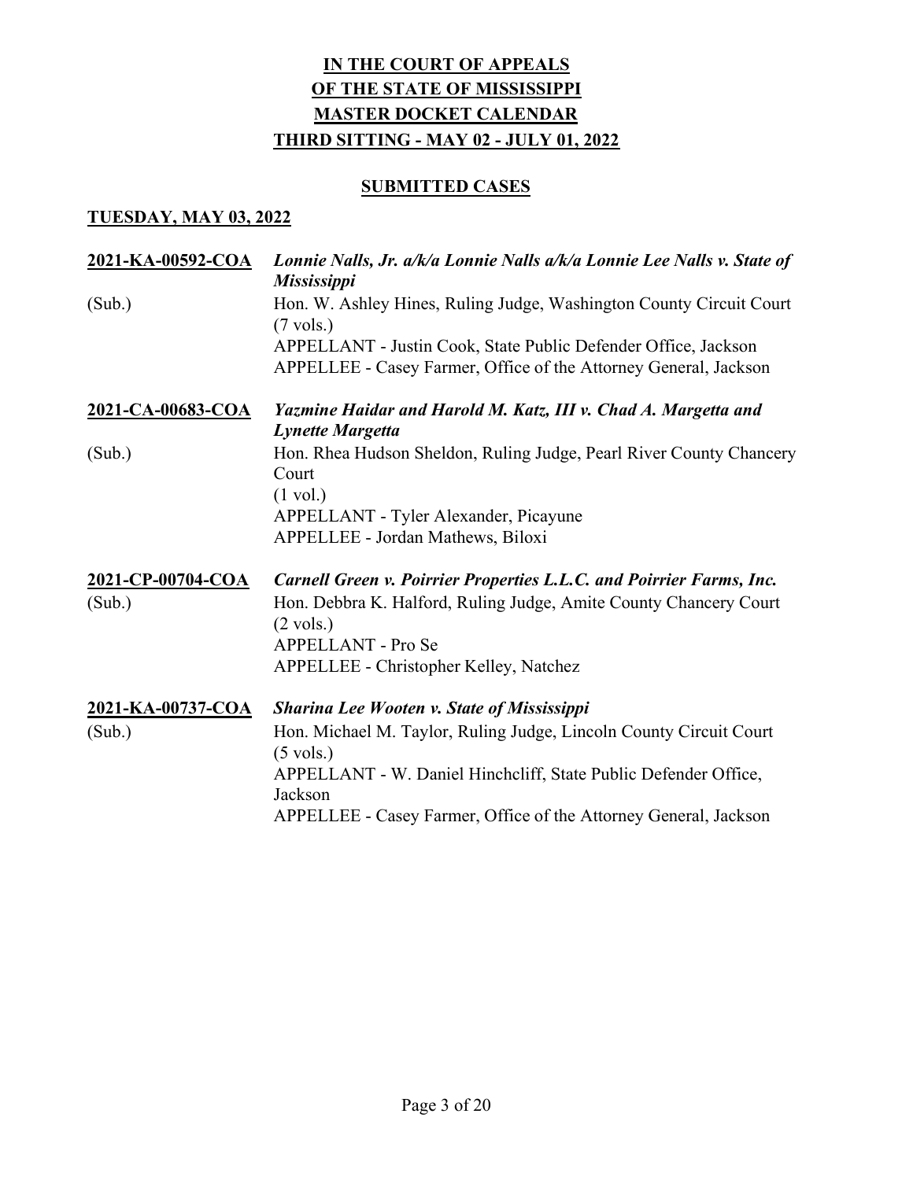**IN THE COURT OF APPEALS**
**OF THE STATE OF MISSISSIPPI**
**MASTER DOCKET CALENDAR**
**THIRD SITTING - MAY 02 - JULY 01, 2022**

**SUBMITTED CASES**

**TUESDAY, MAY 03, 2022**

**2021-KA-00592-COA** — ***Lonnie Nalls, Jr. a/k/a Lonnie Nalls a/k/a Lonnie Lee Nalls v. State of Mississippi***

(Sub.)
Hon. W. Ashley Hines, Ruling Judge, Washington County Circuit Court
(7 vols.)
APPELLANT - Justin Cook, State Public Defender Office, Jackson
APPELLEE - Casey Farmer, Office of the Attorney General, Jackson

**2021-CA-00683-COA** — ***Yazmine Haidar and Harold M. Katz, III v. Chad A. Margetta and Lynette Margetta***

(Sub.)
Hon. Rhea Hudson Sheldon, Ruling Judge, Pearl River County Chancery Court
(1 vol.)
APPELLANT - Tyler Alexander, Picayune
APPELLEE - Jordan Mathews, Biloxi

**2021-CP-00704-COA** — ***Carnell Green v. Poirrier Properties L.L.C. and Poirrier Farms, Inc.***

(Sub.)
Hon. Debbra K. Halford, Ruling Judge, Amite County Chancery Court
(2 vols.)
APPELLANT - Pro Se
APPELLEE - Christopher Kelley, Natchez

**2021-KA-00737-COA** — ***Sharina Lee Wooten v. State of Mississippi***

(Sub.)
Hon. Michael M. Taylor, Ruling Judge, Lincoln County Circuit Court
(5 vols.)
APPELLANT - W. Daniel Hinchcliff, State Public Defender Office, Jackson
APPELLEE - Casey Farmer, Office of the Attorney General, Jackson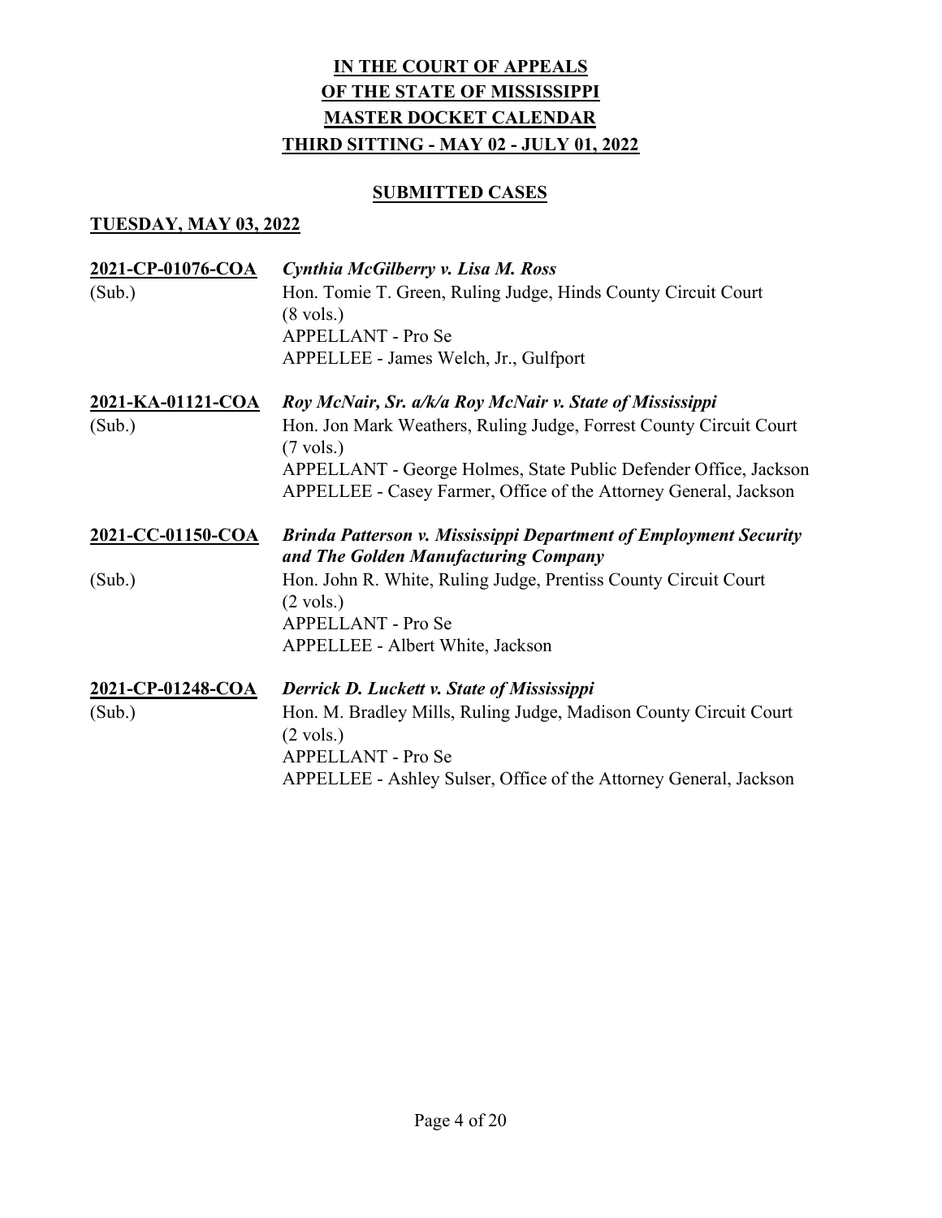**IN THE COURT OF APPEALS**
**OF THE STATE OF MISSISSIPPI**
**MASTER DOCKET CALENDAR**
**THIRD SITTING - MAY 02 - JULY 01, 2022**

**SUBMITTED CASES**

**TUESDAY, MAY 03, 2022**

**2021-CP-01076-COA** *Cynthia McGilberry v. Lisa M. Ross*
(Sub.)
Hon. Tomie T. Green, Ruling Judge, Hinds County Circuit Court
(8 vols.)
APPELLANT - Pro Se
APPELLEE - James Welch, Jr., Gulfport

**2021-KA-01121-COA** *Roy McNair, Sr. a/k/a Roy McNair v. State of Mississippi*
(Sub.)
Hon. Jon Mark Weathers, Ruling Judge, Forrest County Circuit Court
(7 vols.)
APPELLANT - George Holmes, State Public Defender Office, Jackson
APPELLEE - Casey Farmer, Office of the Attorney General, Jackson

**2021-CC-01150-COA** *Brinda Patterson v. Mississippi Department of Employment Security and The Golden Manufacturing Company*
(Sub.)
Hon. John R. White, Ruling Judge, Prentiss County Circuit Court
(2 vols.)
APPELLANT - Pro Se
APPELLEE - Albert White, Jackson

**2021-CP-01248-COA** *Derrick D. Luckett v. State of Mississippi*
(Sub.)
Hon. M. Bradley Mills, Ruling Judge, Madison County Circuit Court
(2 vols.)
APPELLANT - Pro Se
APPELLEE - Ashley Sulser, Office of the Attorney General, Jackson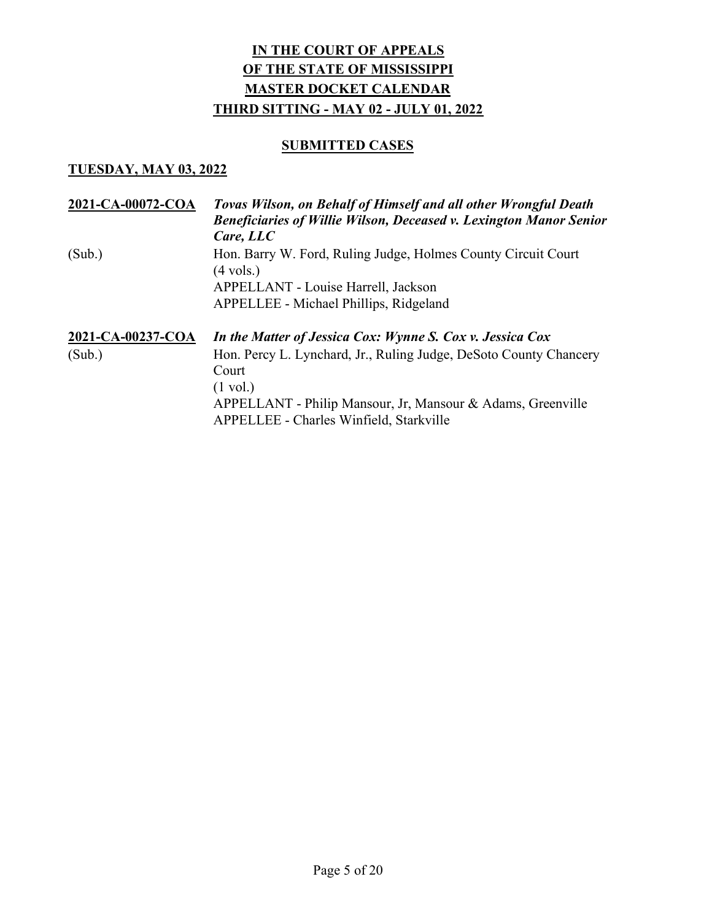# IN THE COURT OF APPEALS
# OF THE STATE OF MISSISSIPPI
# MASTER DOCKET CALENDAR
# THIRD SITTING - MAY 02 - JULY 01, 2022

## SUBMITTED CASES

### TUESDAY, MAY 03, 2022

**2021-CA-00072-COA** — ***Tovas Wilson, on Behalf of Himself and all other Wrongful Death Beneficiaries of Willie Wilson, Deceased v. Lexington Manor Senior Care, LLC***

(Sub.)

Hon. Barry W. Ford, Ruling Judge, Holmes County Circuit Court
(4 vols.)
APPELLANT - Louise Harrell, Jackson
APPELLEE - Michael Phillips, Ridgeland

**2021-CA-00237-COA** — ***In the Matter of Jessica Cox: Wynne S. Cox v. Jessica Cox***

(Sub.)

Hon. Percy L. Lynchard, Jr., Ruling Judge, DeSoto County Chancery Court
(1 vol.)
APPELLANT - Philip Mansour, Jr, Mansour & Adams, Greenville
APPELLEE - Charles Winfield, Starkville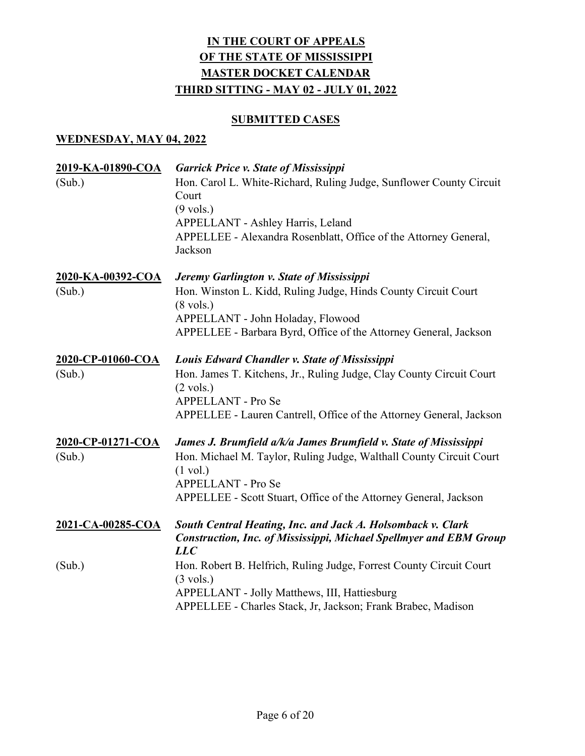# IN THE COURT OF APPEALS
# OF THE STATE OF MISSISSIPPI
# MASTER DOCKET CALENDAR
# THIRD SITTING - MAY 02 - JULY 01, 2022

## SUBMITTED CASES

### WEDNESDAY, MAY 04, 2022

**2019-KA-01890-COA** *Garrick Price v. State of Mississippi*
(Sub.)
Hon. Carol L. White-Richard, Ruling Judge, Sunflower County Circuit Court
(9 vols.)
APPELLANT - Ashley Harris, Leland
APPELLEE - Alexandra Rosenblatt, Office of the Attorney General, Jackson

**2020-KA-00392-COA** *Jeremy Garlington v. State of Mississippi*
(Sub.)
Hon. Winston L. Kidd, Ruling Judge, Hinds County Circuit Court
(8 vols.)
APPELLANT - John Holaday, Flowood
APPELLEE - Barbara Byrd, Office of the Attorney General, Jackson

**2020-CP-01060-COA** *Louis Edward Chandler v. State of Mississippi*
(Sub.)
Hon. James T. Kitchens, Jr., Ruling Judge, Clay County Circuit Court
(2 vols.)
APPELLANT - Pro Se
APPELLEE - Lauren Cantrell, Office of the Attorney General, Jackson

**2020-CP-01271-COA** *James J. Brumfield a/k/a James Brumfield v. State of Mississippi*
(Sub.)
Hon. Michael M. Taylor, Ruling Judge, Walthall County Circuit Court
(1 vol.)
APPELLANT - Pro Se
APPELLEE - Scott Stuart, Office of the Attorney General, Jackson

**2021-CA-00285-COA** *South Central Heating, Inc. and Jack A. Holsomback v. Clark Construction, Inc. of Mississippi, Michael Spellmyer and EBM Group LLC*
(Sub.)
Hon. Robert B. Helfrich, Ruling Judge, Forrest County Circuit Court
(3 vols.)
APPELLANT - Jolly Matthews, III, Hattiesburg
APPELLEE - Charles Stack, Jr, Jackson; Frank Brabec, Madison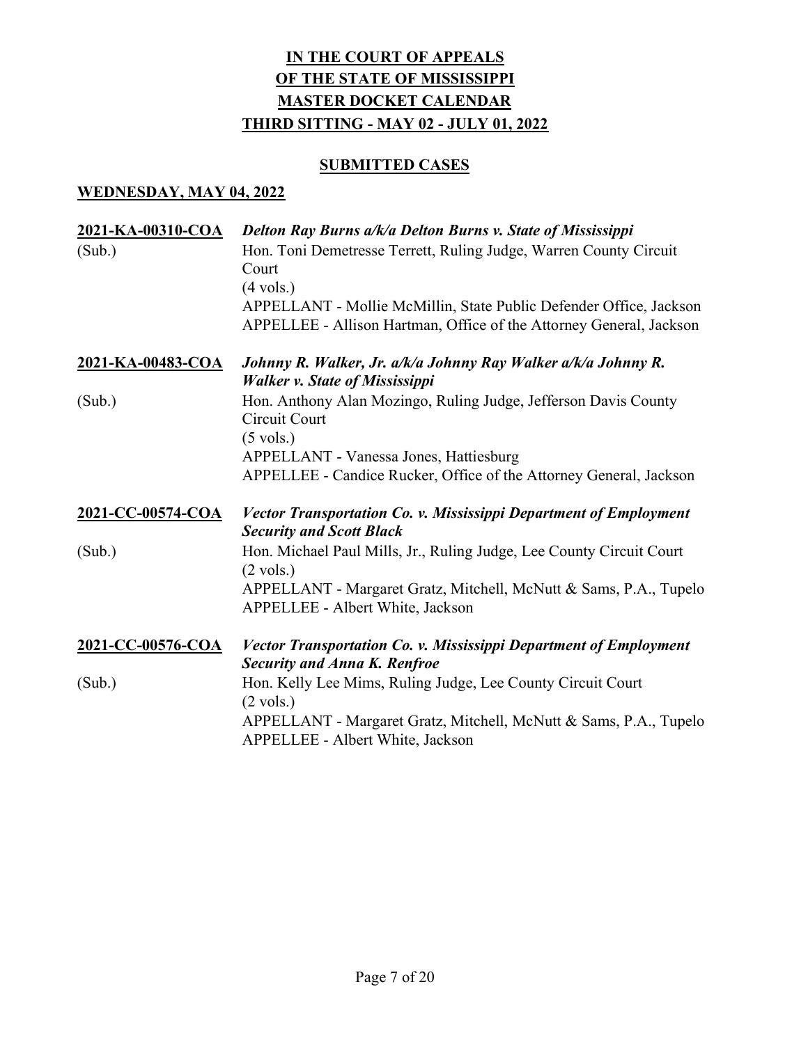# IN THE COURT OF APPEALS
# OF THE STATE OF MISSISSIPPI
# MASTER DOCKET CALENDAR
# THIRD SITTING - MAY 02 - JULY 01, 2022

## SUBMITTED CASES

### WEDNESDAY, MAY 04, 2022

**2021-KA-00310-COA** (Sub.)

***Delton Ray Burns a/k/a Delton Burns v. State of Mississippi***

Hon. Toni Demetresse Terrett, Ruling Judge, Warren County Circuit Court
(4 vols.)
APPELLANT - Mollie McMillin, State Public Defender Office, Jackson
APPELLEE - Allison Hartman, Office of the Attorney General, Jackson

**2021-KA-00483-COA** (Sub.)

***Johnny R. Walker, Jr. a/k/a Johnny Ray Walker a/k/a Johnny R. Walker v. State of Mississippi***

Hon. Anthony Alan Mozingo, Ruling Judge, Jefferson Davis County Circuit Court
(5 vols.)
APPELLANT - Vanessa Jones, Hattiesburg
APPELLEE - Candice Rucker, Office of the Attorney General, Jackson

**2021-CC-00574-COA** (Sub.)

***Vector Transportation Co. v. Mississippi Department of Employment Security and Scott Black***

Hon. Michael Paul Mills, Jr., Ruling Judge, Lee County Circuit Court
(2 vols.)
APPELLANT - Margaret Gratz, Mitchell, McNutt & Sams, P.A., Tupelo
APPELLEE - Albert White, Jackson

**2021-CC-00576-COA** (Sub.)

***Vector Transportation Co. v. Mississippi Department of Employment Security and Anna K. Renfroe***

Hon. Kelly Lee Mims, Ruling Judge, Lee County Circuit Court
(2 vols.)
APPELLANT - Margaret Gratz, Mitchell, McNutt & Sams, P.A., Tupelo
APPELLEE - Albert White, Jackson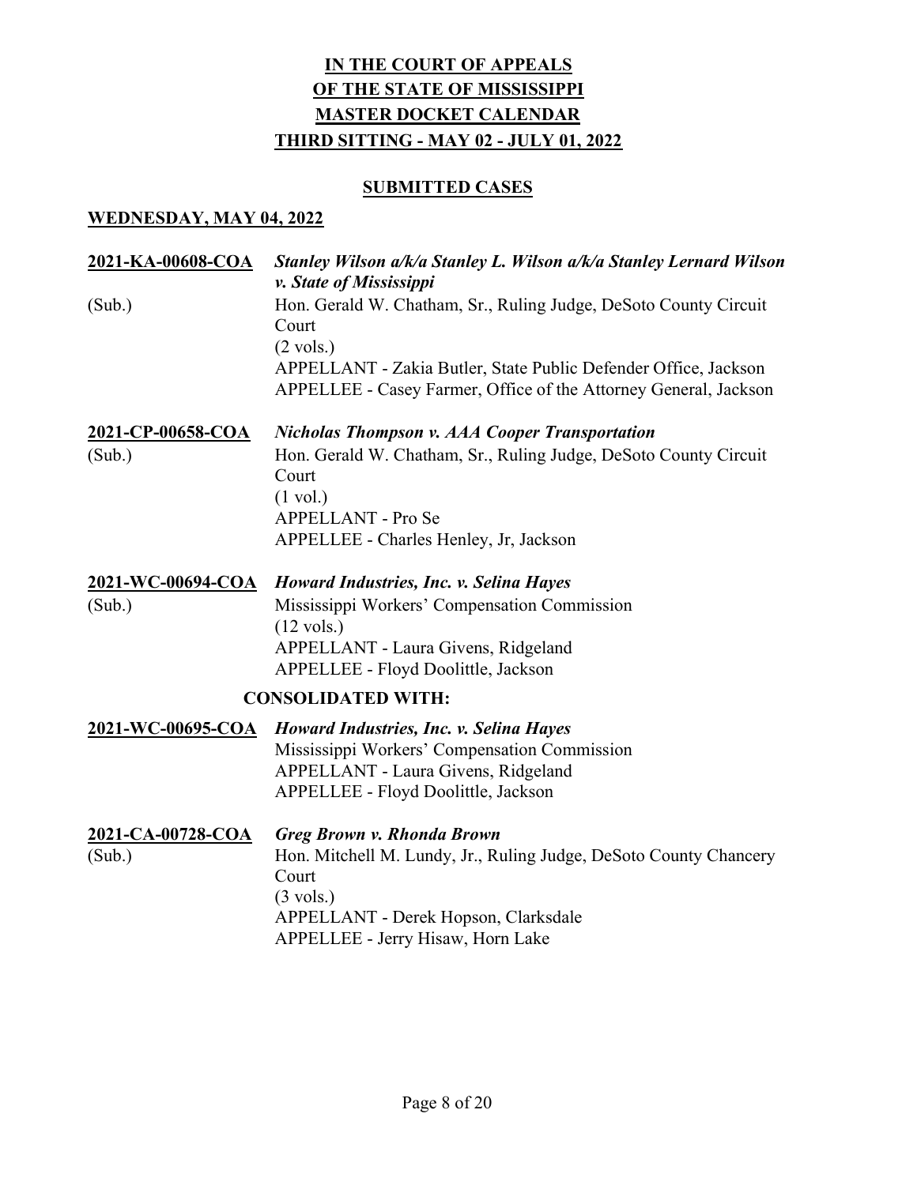# IN THE COURT OF APPEALS
# OF THE STATE OF MISSISSIPPI
# MASTER DOCKET CALENDAR
# THIRD SITTING - MAY 02 - JULY 01, 2022

## SUBMITTED CASES

### WEDNESDAY, MAY 04, 2022

**2021-KA-00608-COA** ***Stanley Wilson a/k/a Stanley L. Wilson a/k/a Stanley Lernard Wilson v. State of Mississippi***
(Sub.)
Hon. Gerald W. Chatham, Sr., Ruling Judge, DeSoto County Circuit Court
(2 vols.)
APPELLANT - Zakia Butler, State Public Defender Office, Jackson
APPELLEE - Casey Farmer, Office of the Attorney General, Jackson

**2021-CP-00658-COA** ***Nicholas Thompson v. AAA Cooper Transportation***
(Sub.)
Hon. Gerald W. Chatham, Sr., Ruling Judge, DeSoto County Circuit Court
(1 vol.)
APPELLANT - Pro Se
APPELLEE - Charles Henley, Jr, Jackson

**2021-WC-00694-COA** ***Howard Industries, Inc. v. Selina Hayes***
(Sub.)
Mississippi Workers' Compensation Commission
(12 vols.)
APPELLANT - Laura Givens, Ridgeland
APPELLEE - Floyd Doolittle, Jackson

**CONSOLIDATED WITH:**

**2021-WC-00695-COA** ***Howard Industries, Inc. v. Selina Hayes***
Mississippi Workers' Compensation Commission
APPELLANT - Laura Givens, Ridgeland
APPELLEE - Floyd Doolittle, Jackson

**2021-CA-00728-COA** ***Greg Brown v. Rhonda Brown***
(Sub.)
Hon. Mitchell M. Lundy, Jr., Ruling Judge, DeSoto County Chancery Court
(3 vols.)
APPELLANT - Derek Hopson, Clarksdale
APPELLEE - Jerry Hisaw, Horn Lake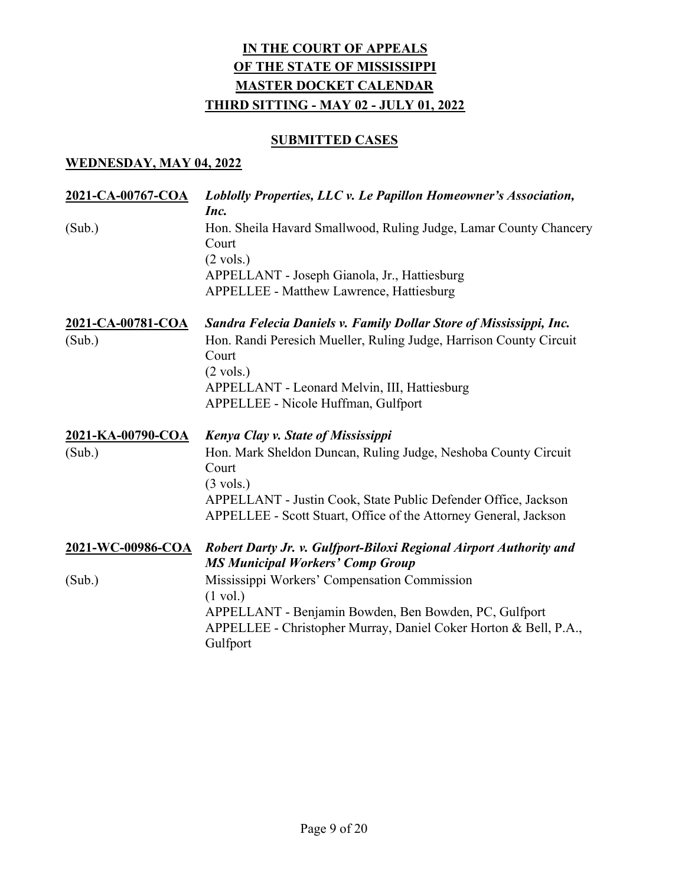# IN THE COURT OF APPEALS
# OF THE STATE OF MISSISSIPPI
# MASTER DOCKET CALENDAR
# THIRD SITTING - MAY 02 - JULY 01, 2022

## SUBMITTED CASES

### WEDNESDAY, MAY 04, 2022

**2021-CA-00767-COA** ***Loblolly Properties, LLC v. Le Papillon Homeowner's Association, Inc.***

(Sub.)
Hon. Sheila Havard Smallwood, Ruling Judge, Lamar County Chancery Court
(2 vols.)
APPELLANT - Joseph Gianola, Jr., Hattiesburg
APPELLEE - Matthew Lawrence, Hattiesburg

**2021-CA-00781-COA** ***Sandra Felecia Daniels v. Family Dollar Store of Mississippi, Inc.***

(Sub.)
Hon. Randi Peresich Mueller, Ruling Judge, Harrison County Circuit Court
(2 vols.)
APPELLANT - Leonard Melvin, III, Hattiesburg
APPELLEE - Nicole Huffman, Gulfport

**2021-KA-00790-COA** ***Kenya Clay v. State of Mississippi***

(Sub.)
Hon. Mark Sheldon Duncan, Ruling Judge, Neshoba County Circuit Court
(3 vols.)
APPELLANT - Justin Cook, State Public Defender Office, Jackson
APPELLEE - Scott Stuart, Office of the Attorney General, Jackson

**2021-WC-00986-COA** ***Robert Darty Jr. v. Gulfport-Biloxi Regional Airport Authority and MS Municipal Workers' Comp Group***

(Sub.)
Mississippi Workers' Compensation Commission
(1 vol.)
APPELLANT - Benjamin Bowden, Ben Bowden, PC, Gulfport
APPELLEE - Christopher Murray, Daniel Coker Horton & Bell, P.A., Gulfport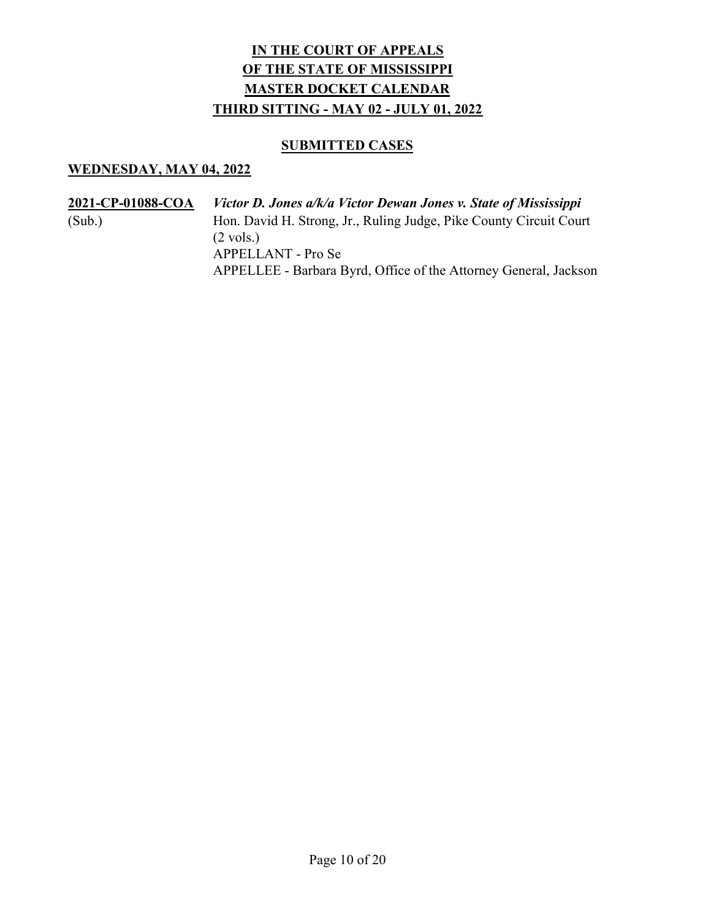# IN THE COURT OF APPEALS
# OF THE STATE OF MISSISSIPPI
# MASTER DOCKET CALENDAR
# THIRD SITTING - MAY 02 - JULY 01, 2022

## SUBMITTED CASES

### WEDNESDAY, MAY 04, 2022

**2021-CP-01088-COA** *Victor D. Jones a/k/a Victor Dewan Jones v. State of Mississippi*
(Sub.)
Hon. David H. Strong, Jr., Ruling Judge, Pike County Circuit Court
(2 vols.)
APPELLANT - Pro Se
APPELLEE - Barbara Byrd, Office of the Attorney General, Jackson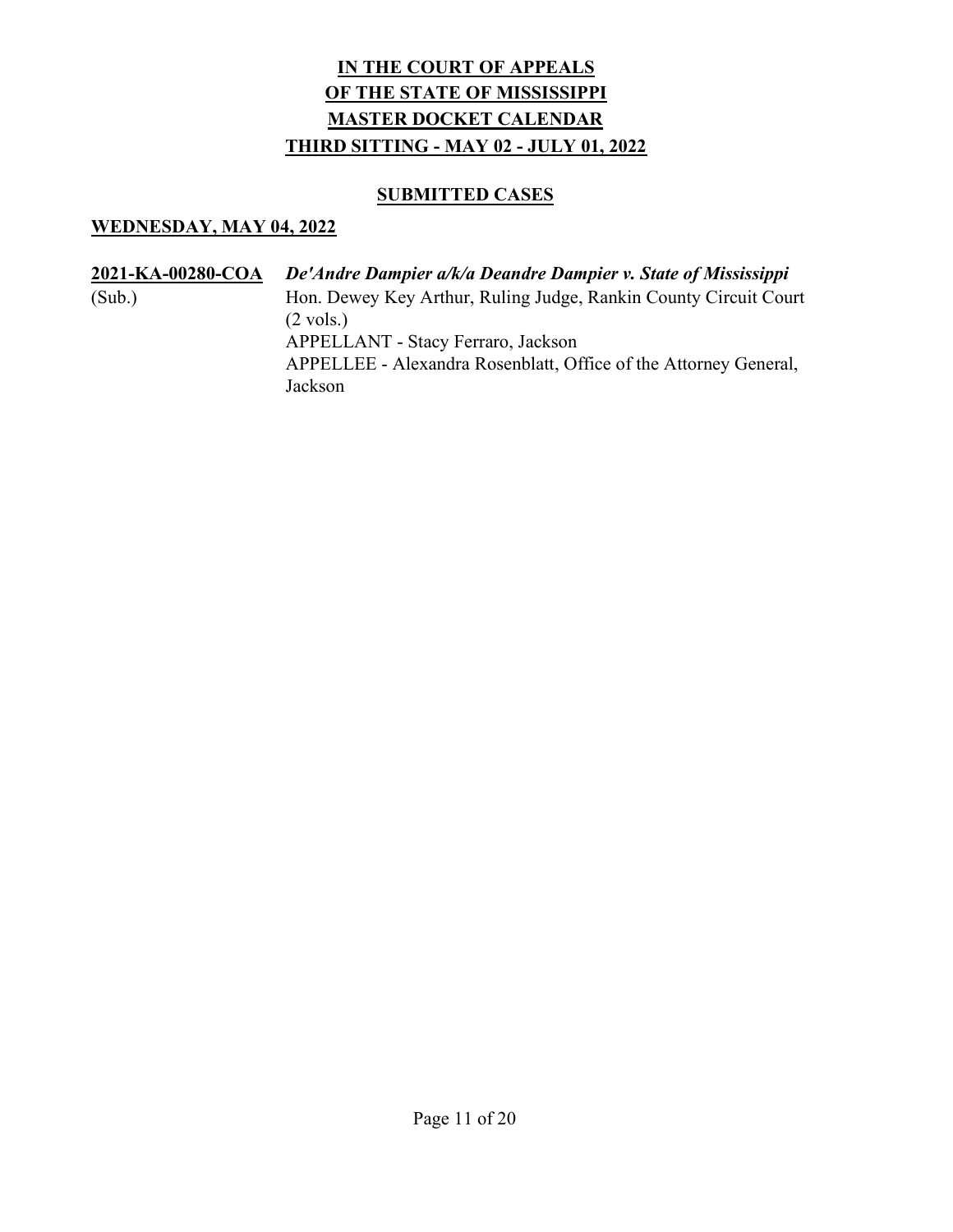**IN THE COURT OF APPEALS**
**OF THE STATE OF MISSISSIPPI**
**MASTER DOCKET CALENDAR**
**THIRD SITTING - MAY 02 - JULY 01, 2022**

**SUBMITTED CASES**

**WEDNESDAY, MAY 04, 2022**

**2021-KA-00280-COA** *De'Andre Dampier a/k/a Deandre Dampier v. State of Mississippi*
(Sub.)
Hon. Dewey Key Arthur, Ruling Judge, Rankin County Circuit Court (2 vols.)
APPELLANT - Stacy Ferraro, Jackson
APPELLEE - Alexandra Rosenblatt, Office of the Attorney General, Jackson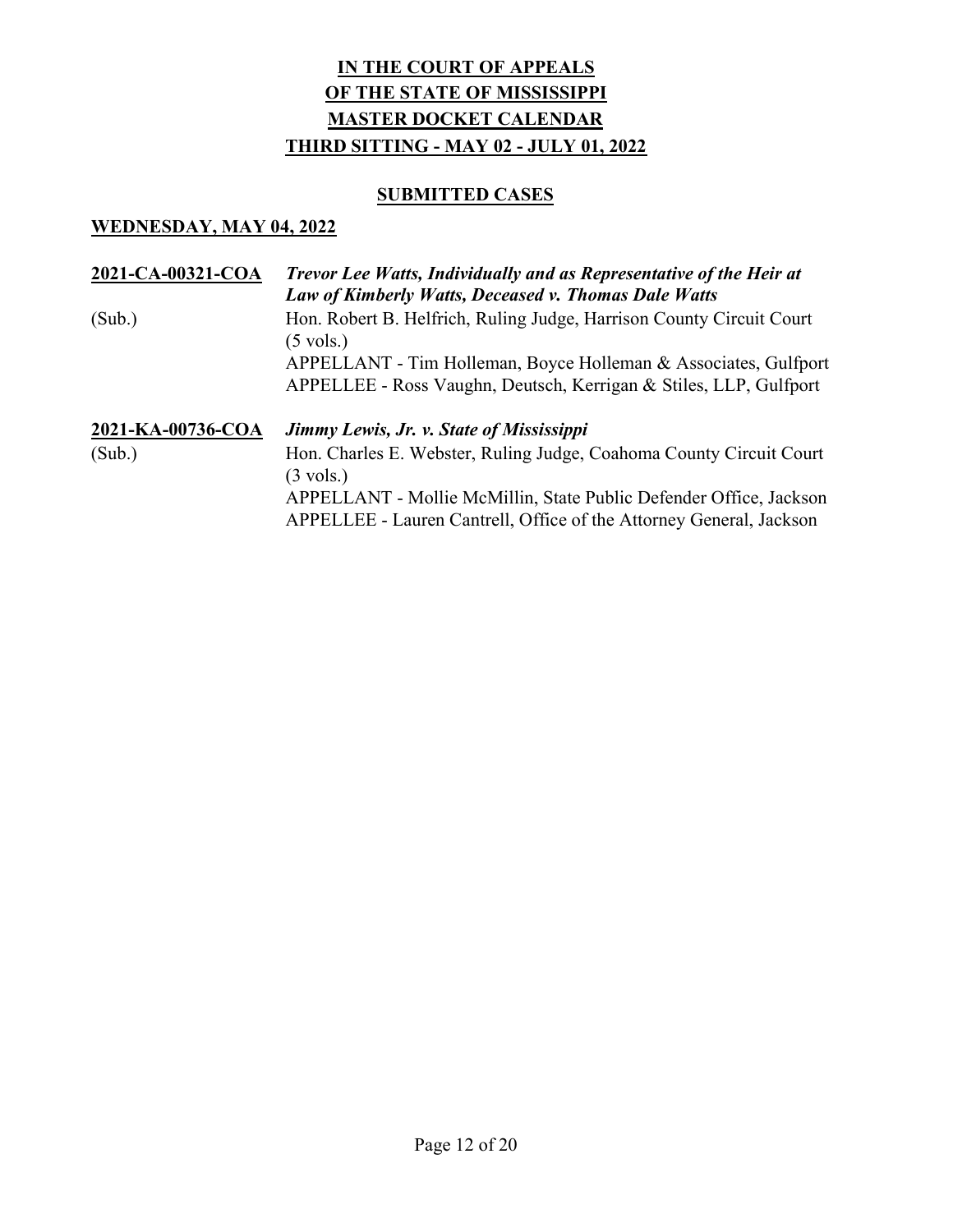# IN THE COURT OF APPEALS
# OF THE STATE OF MISSISSIPPI
# MASTER DOCKET CALENDAR
# THIRD SITTING - MAY 02 - JULY 01, 2022

## SUBMITTED CASES

### WEDNESDAY, MAY 04, 2022

**2021-CA-00321-COA** ***Trevor Lee Watts, Individually and as Representative of the Heir at Law of Kimberly Watts, Deceased v. Thomas Dale Watts***

(Sub.)

Hon. Robert B. Helfrich, Ruling Judge, Harrison County Circuit Court (5 vols.)
APPELLANT - Tim Holleman, Boyce Holleman & Associates, Gulfport
APPELLEE - Ross Vaughn, Deutsch, Kerrigan & Stiles, LLP, Gulfport

**2021-KA-00736-COA** ***Jimmy Lewis, Jr. v. State of Mississippi***

(Sub.)

Hon. Charles E. Webster, Ruling Judge, Coahoma County Circuit Court (3 vols.)
APPELLANT - Mollie McMillin, State Public Defender Office, Jackson
APPELLEE - Lauren Cantrell, Office of the Attorney General, Jackson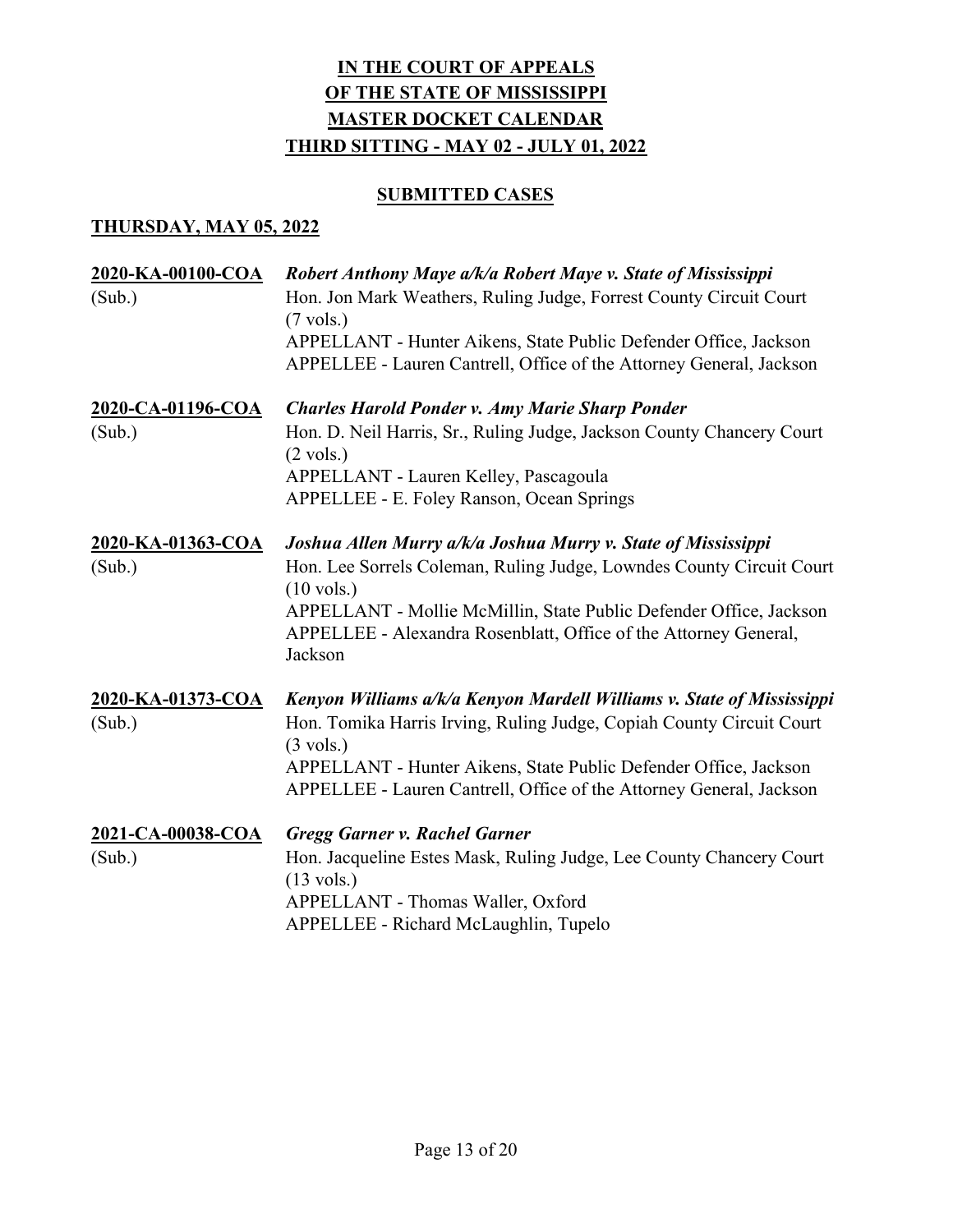# IN THE COURT OF APPEALS OF THE STATE OF MISSISSIPPI MASTER DOCKET CALENDAR THIRD SITTING - MAY 02 - JULY 01, 2022

## SUBMITTED CASES

### THURSDAY, MAY 05, 2022

**2020-KA-00100-COA** (Sub.)
***Robert Anthony Maye a/k/a Robert Maye v. State of Mississippi***
Hon. Jon Mark Weathers, Ruling Judge, Forrest County Circuit Court (7 vols.)
APPELLANT - Hunter Aikens, State Public Defender Office, Jackson
APPELLEE - Lauren Cantrell, Office of the Attorney General, Jackson

**2020-CA-01196-COA** (Sub.)
***Charles Harold Ponder v. Amy Marie Sharp Ponder***
Hon. D. Neil Harris, Sr., Ruling Judge, Jackson County Chancery Court (2 vols.)
APPELLANT - Lauren Kelley, Pascagoula
APPELLEE - E. Foley Ranson, Ocean Springs

**2020-KA-01363-COA** (Sub.)
***Joshua Allen Murry a/k/a Joshua Murry v. State of Mississippi***
Hon. Lee Sorrels Coleman, Ruling Judge, Lowndes County Circuit Court (10 vols.)
APPELLANT - Mollie McMillin, State Public Defender Office, Jackson
APPELLEE - Alexandra Rosenblatt, Office of the Attorney General, Jackson

**2020-KA-01373-COA** (Sub.)
***Kenyon Williams a/k/a Kenyon Mardell Williams v. State of Mississippi***
Hon. Tomika Harris Irving, Ruling Judge, Copiah County Circuit Court (3 vols.)
APPELLANT - Hunter Aikens, State Public Defender Office, Jackson
APPELLEE - Lauren Cantrell, Office of the Attorney General, Jackson

**2021-CA-00038-COA** (Sub.)
***Gregg Garner v. Rachel Garner***
Hon. Jacqueline Estes Mask, Ruling Judge, Lee County Chancery Court (13 vols.)
APPELLANT - Thomas Waller, Oxford
APPELLEE - Richard McLaughlin, Tupelo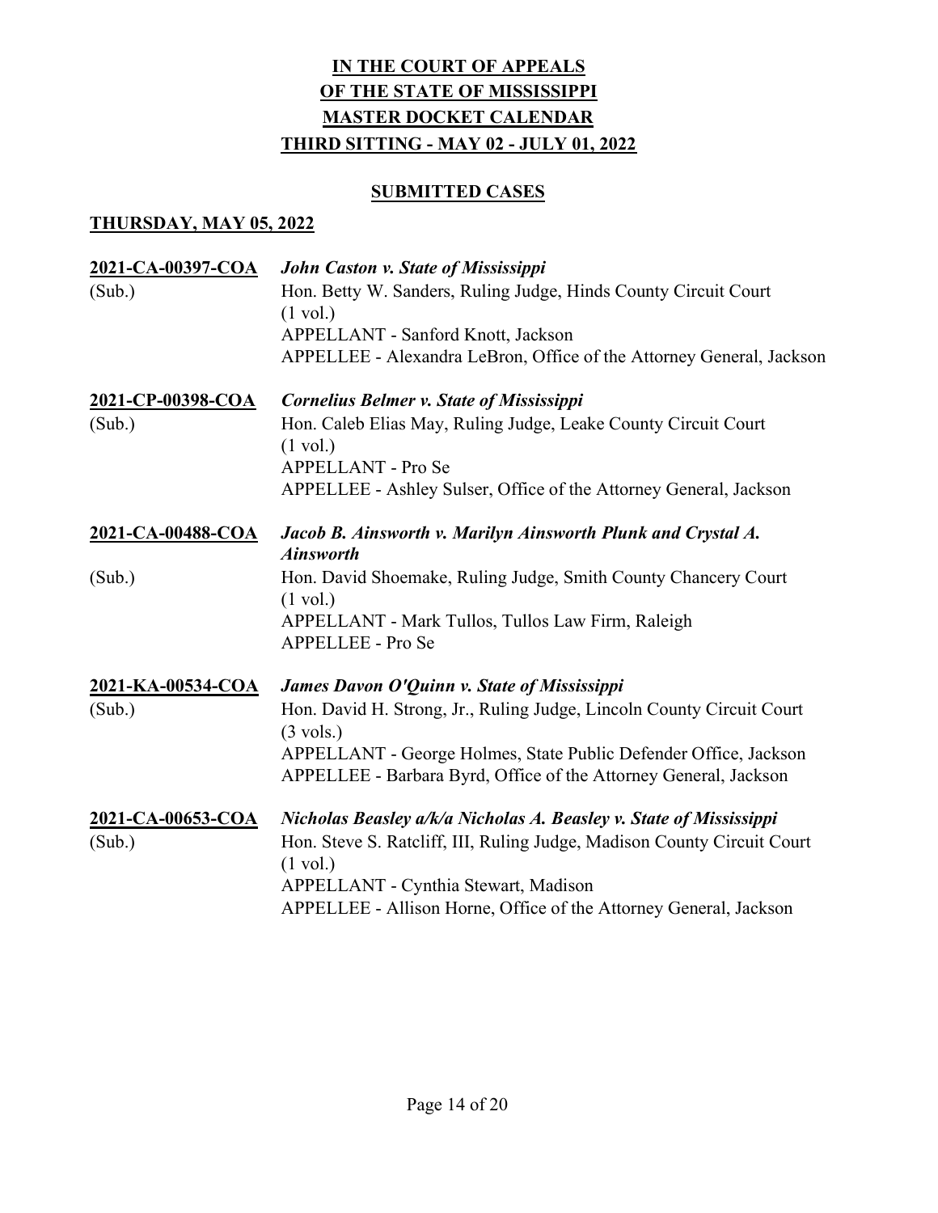# IN THE COURT OF APPEALS
# OF THE STATE OF MISSISSIPPI
# MASTER DOCKET CALENDAR
# THIRD SITTING - MAY 02 - JULY 01, 2022

## SUBMITTED CASES

### THURSDAY, MAY 05, 2022

**2021-CA-00397-COA** *John Caston v. State of Mississippi*
(Sub.)
Hon. Betty W. Sanders, Ruling Judge, Hinds County Circuit Court
(1 vol.)
APPELLANT - Sanford Knott, Jackson
APPELLEE - Alexandra LeBron, Office of the Attorney General, Jackson

**2021-CP-00398-COA** *Cornelius Belmer v. State of Mississippi*
(Sub.)
Hon. Caleb Elias May, Ruling Judge, Leake County Circuit Court
(1 vol.)
APPELLANT - Pro Se
APPELLEE - Ashley Sulser, Office of the Attorney General, Jackson

**2021-CA-00488-COA** *Jacob B. Ainsworth v. Marilyn Ainsworth Plunk and Crystal A. Ainsworth*
(Sub.)
Hon. David Shoemake, Ruling Judge, Smith County Chancery Court
(1 vol.)
APPELLANT - Mark Tullos, Tullos Law Firm, Raleigh
APPELLEE - Pro Se

**2021-KA-00534-COA** *James Davon O'Quinn v. State of Mississippi*
(Sub.)
Hon. David H. Strong, Jr., Ruling Judge, Lincoln County Circuit Court
(3 vols.)
APPELLANT - George Holmes, State Public Defender Office, Jackson
APPELLEE - Barbara Byrd, Office of the Attorney General, Jackson

**2021-CA-00653-COA** *Nicholas Beasley a/k/a Nicholas A. Beasley v. State of Mississippi*
(Sub.)
Hon. Steve S. Ratcliff, III, Ruling Judge, Madison County Circuit Court
(1 vol.)
APPELLANT - Cynthia Stewart, Madison
APPELLEE - Allison Horne, Office of the Attorney General, Jackson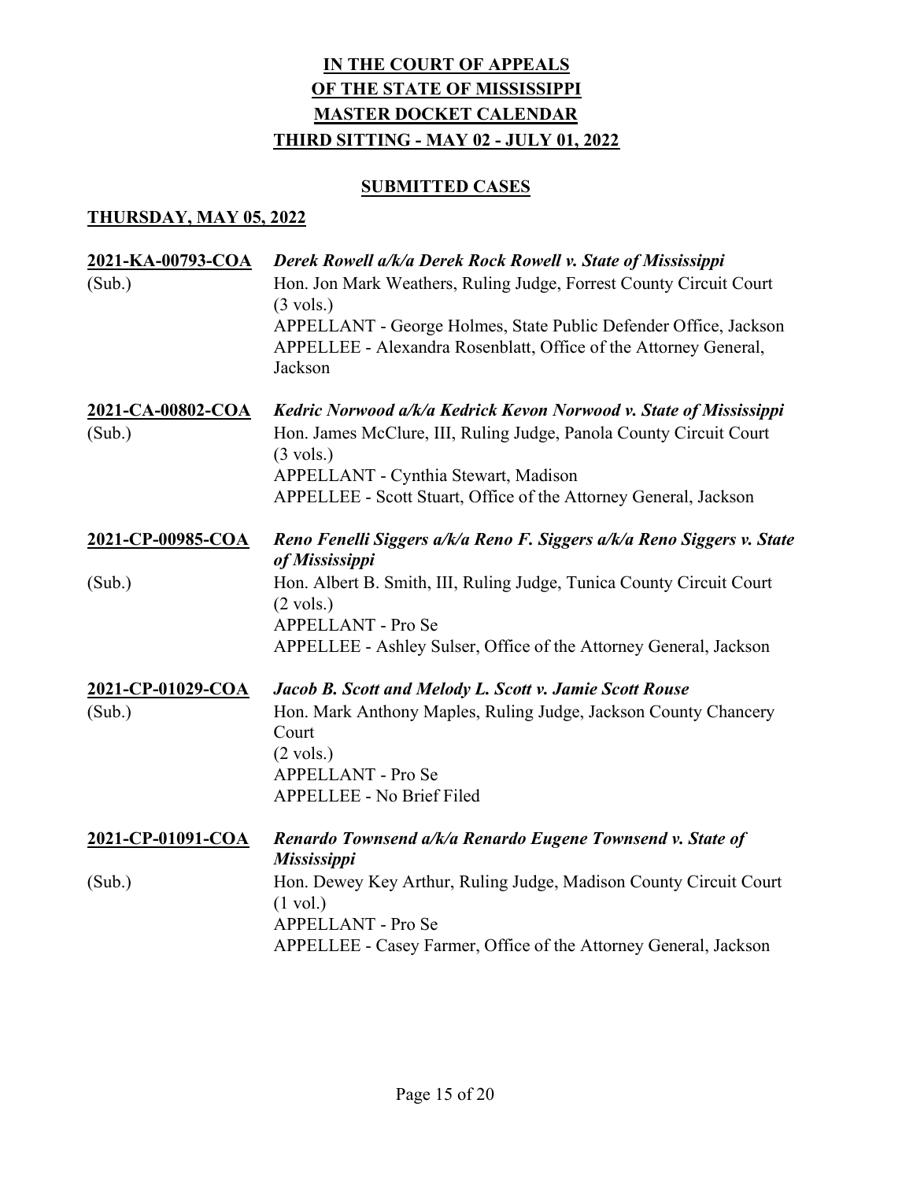**IN THE COURT OF APPEALS**
**OF THE STATE OF MISSISSIPPI**
**MASTER DOCKET CALENDAR**
**THIRD SITTING - MAY 02 - JULY 01, 2022**

**SUBMITTED CASES**

**THURSDAY, MAY 05, 2022**

**2021-KA-00793-COA** *Derek Rowell a/k/a Derek Rock Rowell v. State of Mississippi*
(Sub.)
Hon. Jon Mark Weathers, Ruling Judge, Forrest County Circuit Court
(3 vols.)
APPELLANT - George Holmes, State Public Defender Office, Jackson
APPELLEE - Alexandra Rosenblatt, Office of the Attorney General, Jackson

**2021-CA-00802-COA** *Kedric Norwood a/k/a Kedrick Kevon Norwood v. State of Mississippi*
(Sub.)
Hon. James McClure, III, Ruling Judge, Panola County Circuit Court
(3 vols.)
APPELLANT - Cynthia Stewart, Madison
APPELLEE - Scott Stuart, Office of the Attorney General, Jackson

**2021-CP-00985-COA** *Reno Fenelli Siggers a/k/a Reno F. Siggers a/k/a Reno Siggers v. State of Mississippi*
(Sub.)
Hon. Albert B. Smith, III, Ruling Judge, Tunica County Circuit Court
(2 vols.)
APPELLANT - Pro Se
APPELLEE - Ashley Sulser, Office of the Attorney General, Jackson

**2021-CP-01029-COA** *Jacob B. Scott and Melody L. Scott v. Jamie Scott Rouse*
(Sub.)
Hon. Mark Anthony Maples, Ruling Judge, Jackson County Chancery Court
(2 vols.)
APPELLANT - Pro Se
APPELLEE - No Brief Filed

**2021-CP-01091-COA** *Renardo Townsend a/k/a Renardo Eugene Townsend v. State of Mississippi*
(Sub.)
Hon. Dewey Key Arthur, Ruling Judge, Madison County Circuit Court
(1 vol.)
APPELLANT - Pro Se
APPELLEE - Casey Farmer, Office of the Attorney General, Jackson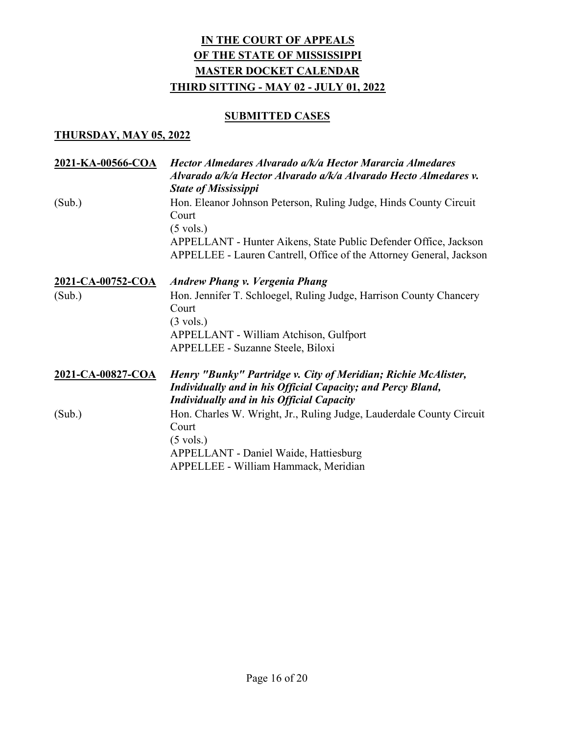**IN THE COURT OF APPEALS**
**OF THE STATE OF MISSISSIPPI**
**MASTER DOCKET CALENDAR**
**THIRD SITTING - MAY 02 - JULY 01, 2022**

**SUBMITTED CASES**

**THURSDAY, MAY 05, 2022**

**2021-KA-00566-COA** ***Hector Almedares Alvarado a/k/a Hector Mararcia Almedares Alvarado a/k/a Hector Alvarado a/k/a Alvarado Hecto Almedares v. State of Mississippi***

(Sub.)
Hon. Eleanor Johnson Peterson, Ruling Judge, Hinds County Circuit Court
(5 vols.)
APPELLANT - Hunter Aikens, State Public Defender Office, Jackson
APPELLEE - Lauren Cantrell, Office of the Attorney General, Jackson

**2021-CA-00752-COA** ***Andrew Phang v. Vergenia Phang***

(Sub.)
Hon. Jennifer T. Schloegel, Ruling Judge, Harrison County Chancery Court
(3 vols.)
APPELLANT - William Atchison, Gulfport
APPELLEE - Suzanne Steele, Biloxi

**2021-CA-00827-COA** ***Henry "Bunky" Partridge v. City of Meridian; Richie McAlister, Individually and in his Official Capacity; and Percy Bland, Individually and in his Official Capacity***

(Sub.)
Hon. Charles W. Wright, Jr., Ruling Judge, Lauderdale County Circuit Court
(5 vols.)
APPELLANT - Daniel Waide, Hattiesburg
APPELLEE - William Hammack, Meridian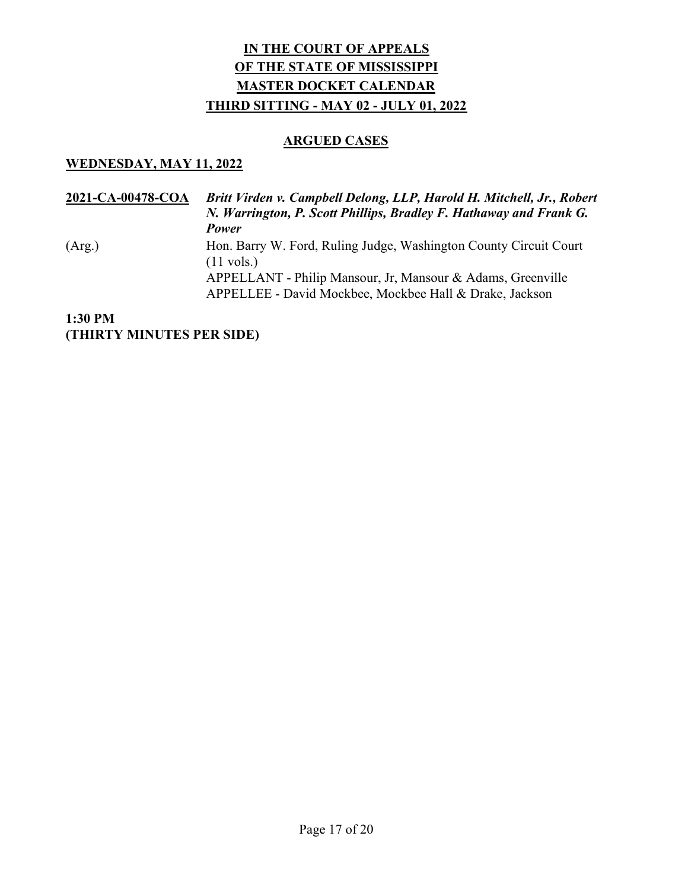**IN THE COURT OF APPEALS**
**OF THE STATE OF MISSISSIPPI**
**MASTER DOCKET CALENDAR**
**THIRD SITTING - MAY 02 - JULY 01, 2022**

**ARGUED CASES**

**WEDNESDAY, MAY 11, 2022**

**2021-CA-00478-COA** ***Britt Virden v. Campbell Delong, LLP, Harold H. Mitchell, Jr., Robert N. Warrington, P. Scott Phillips, Bradley F. Hathaway and Frank G. Power***

(Arg.) Hon. Barry W. Ford, Ruling Judge, Washington County Circuit Court (11 vols.)
APPELLANT - Philip Mansour, Jr, Mansour & Adams, Greenville
APPELLEE - David Mockbee, Mockbee Hall & Drake, Jackson

**1:30 PM**
**(THIRTY MINUTES PER SIDE)**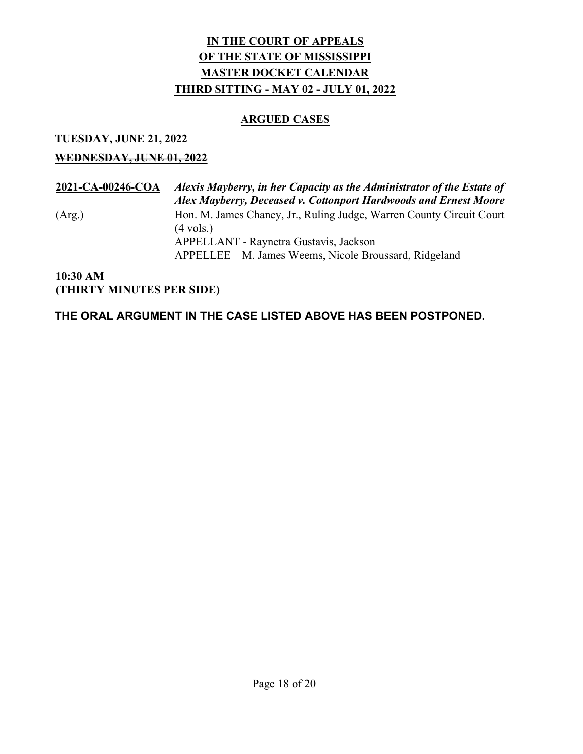**IN THE COURT OF APPEALS**
**OF THE STATE OF MISSISSIPPI**
**MASTER DOCKET CALENDAR**
**THIRD SITTING - MAY 02 - JULY 01, 2022**

**ARGUED CASES**

**~~TUESDAY, JUNE 21, 2022~~**

**~~WEDNESDAY, JUNE 01, 2022~~**

**2021-CA-00246-COA** ***Alexis Mayberry, in her Capacity as the Administrator of the Estate of Alex Mayberry, Deceased v. Cottonport Hardwoods and Ernest Moore***

(Arg.) Hon. M. James Chaney, Jr., Ruling Judge, Warren County Circuit Court (4 vols.)
APPELLANT - Raynetra Gustavis, Jackson
APPELLEE – M. James Weems, Nicole Broussard, Ridgeland

**10:30 AM**
**(THIRTY MINUTES PER SIDE)**

**THE ORAL ARGUMENT IN THE CASE LISTED ABOVE HAS BEEN POSTPONED.**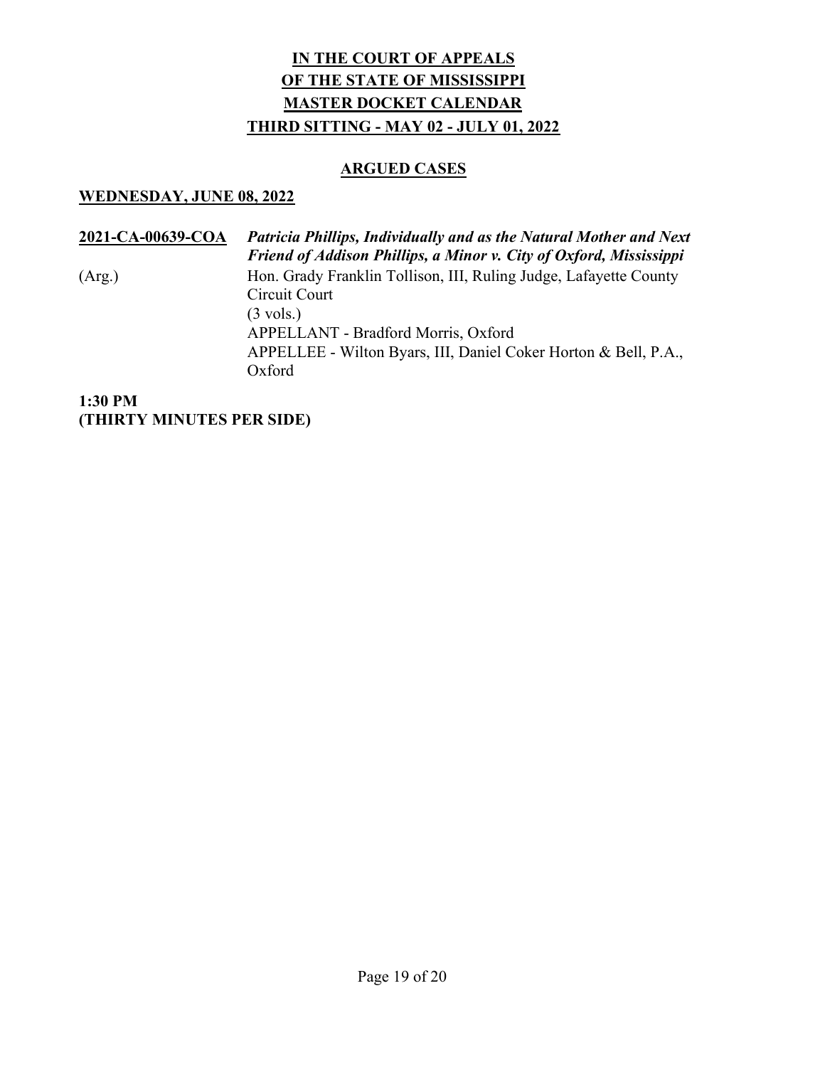# IN THE COURT OF APPEALS OF THE STATE OF MISSISSIPPI MASTER DOCKET CALENDAR THIRD SITTING - MAY 02 - JULY 01, 2022

## ARGUED CASES

### WEDNESDAY, JUNE 08, 2022

**2021-CA-00639-COA** ***Patricia Phillips, Individually and as the Natural Mother and Next Friend of Addison Phillips, a Minor v. City of Oxford, Mississippi***

(Arg.)

Hon. Grady Franklin Tollison, III, Ruling Judge, Lafayette County Circuit Court

(3 vols.)

APPELLANT - Bradford Morris, Oxford

APPELLEE - Wilton Byars, III, Daniel Coker Horton & Bell, P.A., Oxford

**1:30 PM**
**(THIRTY MINUTES PER SIDE)**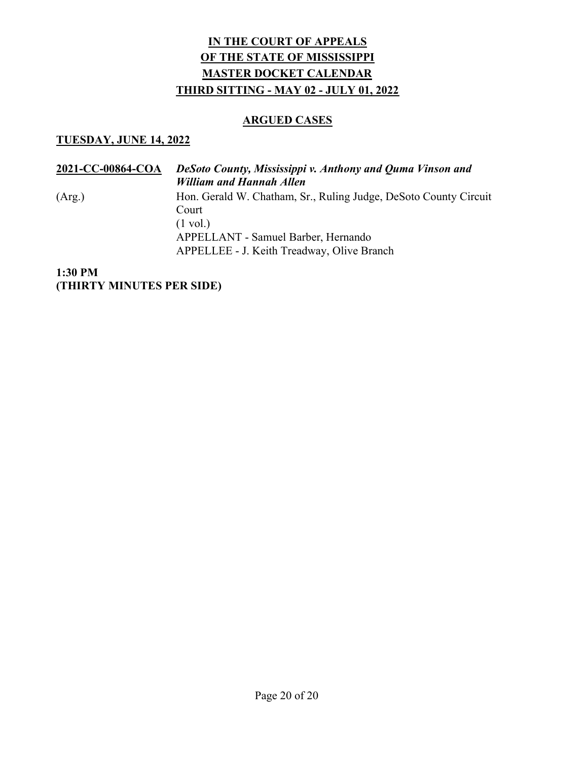# IN THE COURT OF APPEALS
# OF THE STATE OF MISSISSIPPI
# MASTER DOCKET CALENDAR
# THIRD SITTING - MAY 02 - JULY 01, 2022

## ARGUED CASES

### TUESDAY, JUNE 14, 2022

**2021-CC-00864-COA** ***DeSoto County, Mississippi v. Anthony and Quma Vinson and William and Hannah Allen***

(Arg.)
Hon. Gerald W. Chatham, Sr., Ruling Judge, DeSoto County Circuit Court
(1 vol.)
APPELLANT - Samuel Barber, Hernando
APPELLEE - J. Keith Treadway, Olive Branch

**1:30 PM**
**(THIRTY MINUTES PER SIDE)**